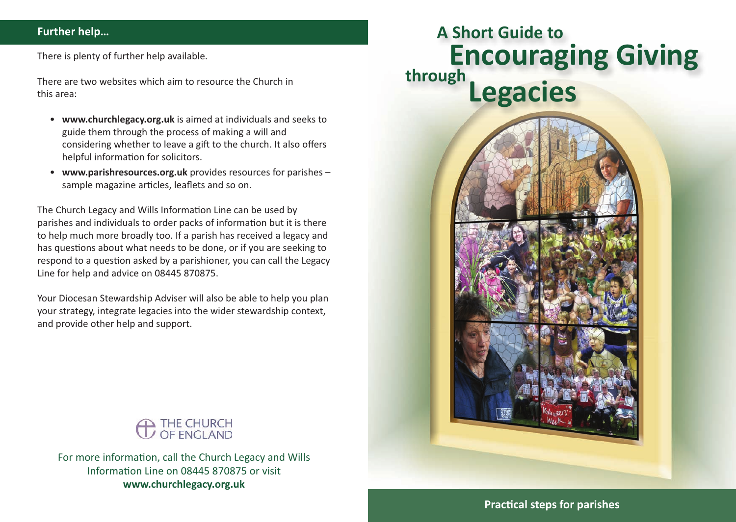## Further help…

There is plenty of further help available.

There are two websites which aim to resource the Church in this area:

- **www.churchlegacy.org.uk** is aimed at individuals and seeks to guide them through the process of making a will and considering whether to leave a gift to the church. It also offers helpful information for solicitors.
- **www.parishresources.org.uk** provides resources for parishes – sample magazine articles, leaflets and so on.

The Church Legacy and Wills Information Line can be used by parishes and individuals to order packs of information but it is there to help much more broadly too. If a parish has received a legacy and has questions about what needs to be done, or if you are seeking to respond to a question asked by a parishioner, you can call the Legacy Line for help and advice on 08445 870875.

Your Diocesan Stewardship Adviser will also be able to help you plan your strategy, integrate legacies into the wider stewardship context, and provide other help and support.

THE CHURCH OF ENGLAND

For more information, call the Church Legacy and Wills Information Line on 08445 870875 or visit **www.churchlegacy.org.uk**

# A Short Guide to Encouraging Giving through Legacies

**Practical steps for parishes**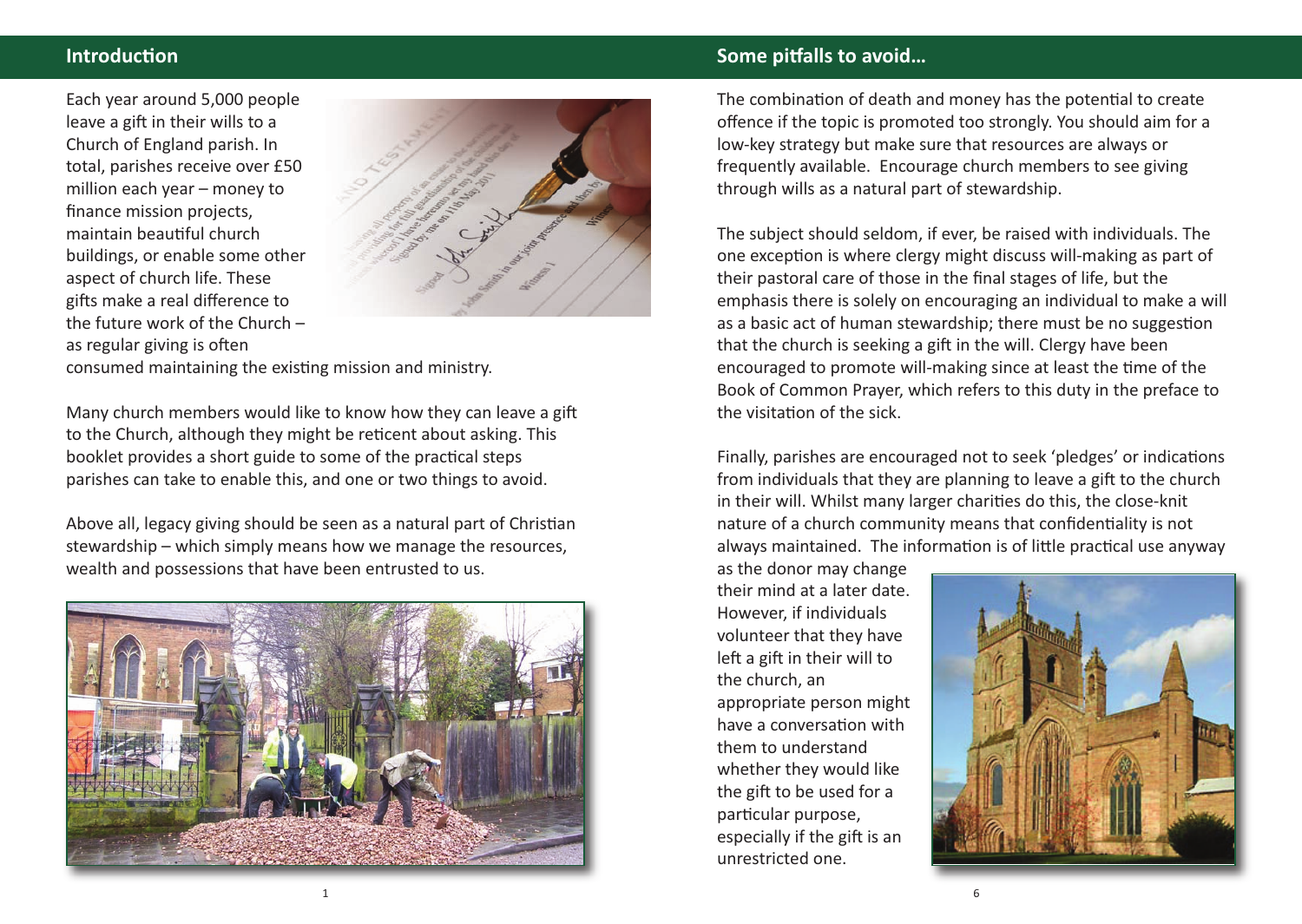## Introduction

Each year around 5,000 people leave a gift in their wills to a Church of England parish. In total, parishes receive over £50 million each year – money to finance mission projects, maintain beautiful church buildings, or enable some other aspect of church life. These gifts make a real difference to the future work of the Church – as regular giving is often consumed maintaining the existing mission and ministry.

Many church members would like to know how they can leave a gift to the Church, although they might be reticent about asking. This booklet provides a short guide to some of the practical steps parishes can take to enable this, and one or two things to avoid.

Above all, legacy giving should be seen as a natural part of Christian stewardship – which simply means how we manage the resources, wealth and possessions that have been entrusted to us.

## Some pitfalls to avoid…

The combination of death and money has the potential to create offence if the topic is promoted too strongly. You should aim for a low-key strategy but make sure that resources are always or frequently available. Encourage church members to see giving through wills as a natural part of stewardship.

The subject should seldom, if ever, be raised with individuals. The one exception is where clergy might discuss will-making as part of their pastoral care of those in the final stages of life, but the emphasis there is solely on encouraging an individual to make a will as a basic act of human stewardship; there must be no suggestion that the church is seeking a gift in the will. Clergy have been encouraged to promote will-making since at least the time of the Book of Common Prayer, which refers to this duty in the preface to the visitation of the sick.

Finally, parishes are encouraged not to seek 'pledges' or indications from individuals that they are planning to leave a gift to the church in their will. Whilst many larger charities do this, the close-knit nature of a church community means that confidentiality is not always maintained. The information is of little practical use anyway as the donor may change their mind at a later date. However, if individuals volunteer that they have left a gift in their will to the church, an appropriate person might have a conversation with them to understand whether they would like the gift to be used for a particular purpose, especially if the gift is an unrestricted one.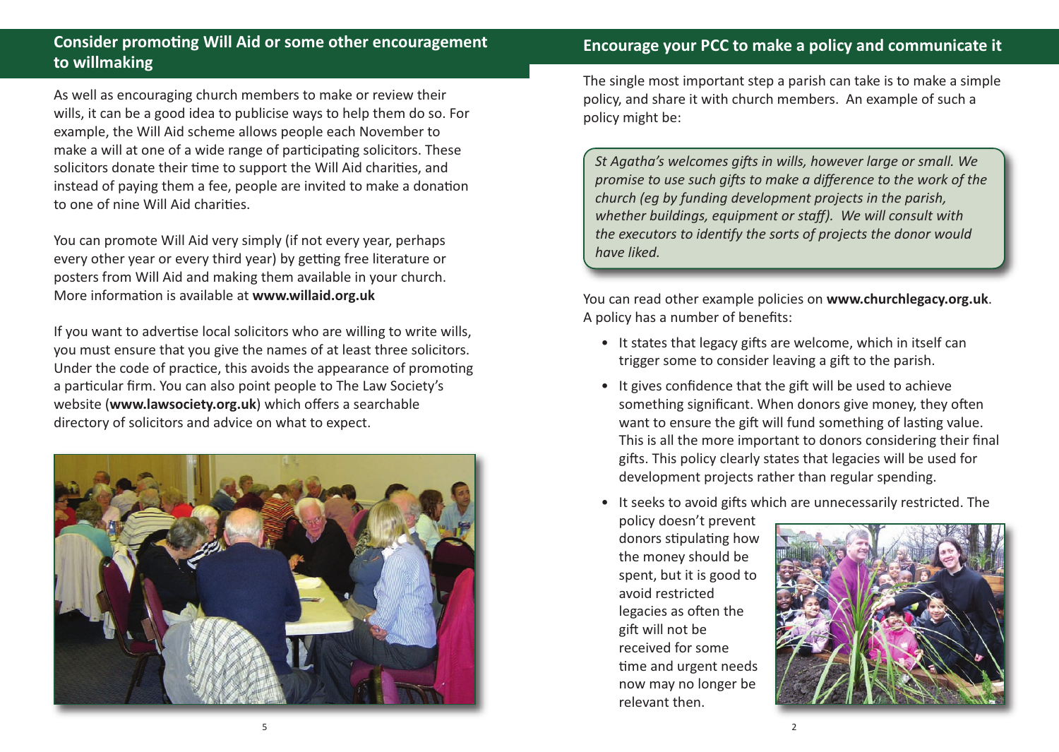## Consider promoting Will Aid or some other encouragement to willmaking

As well as encouraging church members to make or review their wills, it can be a good idea to publicise ways to help them do so. For example, the Will Aid scheme allows people each November to make a will at one of a wide range of participating solicitors. These solicitors donate their time to support the Will Aid charities, and instead of paying them a fee, people are invited to make a donation to one of nine Will Aid charities.

You can promote Will Aid very simply (if not every year, perhaps every other year or every third year) by getting free literature or posters from Will Aid and making them available in your church. More information is available at **www.willaid.org.uk**

If you want to advertise local solicitors who are willing to write wills, you must ensure that you give the names of at least three solicitors. Under the code of practice, this avoids the appearance of promoting a particular firm. You can also point people to The Law Society's website (**www.lawsociety.org.uk**) which offers a searchable directory of solicitors and advice on what to expect.

## Encourage your PCC to make a policy and communicate it

The single most important step a parish can take is to make a simple policy, and share it with church members. An example of such a policy might be:

> *St Agatha's welcomes gifts in wills, however large or small. We promise to use such gifts to make a difference to the work of the church (eg by funding development projects in the parish, whether buildings, equipment or staff). We will consult with the executors to identify the sorts of projects the donor would have liked.*

You can read other example policies on **www.churchlegacy.org.uk**. A policy has a number of benefits:

- It states that legacy gifts are welcome, which in itself can trigger some to consider leaving a gift to the parish.
- It gives confidence that the gift will be used to achieve something significant. When donors give money, they often want to ensure the gift will fund something of lasting value. This is all the more important to donors considering their final gifts. This policy clearly states that legacies will be used for development projects rather than regular spending.
- It seeks to avoid gifts which are unnecessarily restricted. The policy doesn't prevent donors stipulating how the money should be spent, but it is good to avoid restricted legacies as often the gift will not be received for some time and urgent needs now may no longer be relevant then.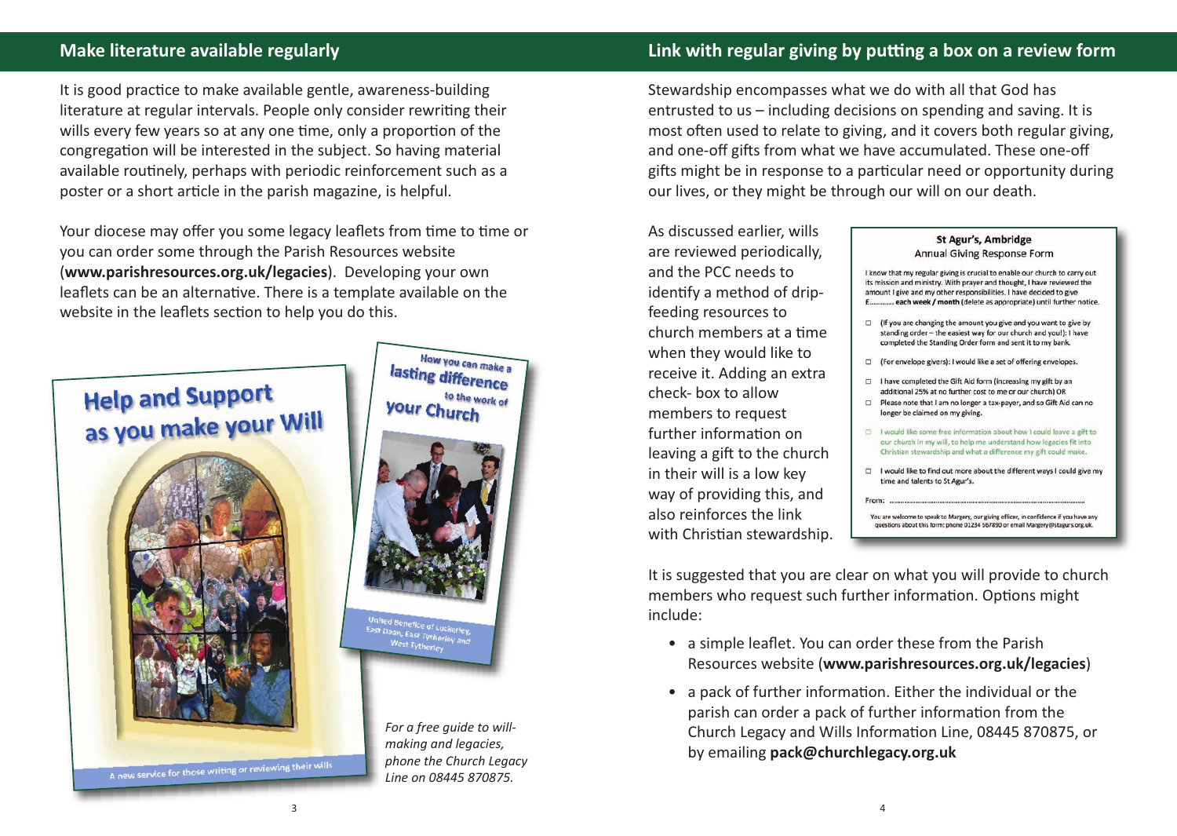## Make literature available regularly

It is good practice to make available gentle, awareness-building literature at regular intervals. People only consider rewriting their wills every few years so at any one time, only a proportion of the congregation will be interested in the subject. So having material available routinely, perhaps with periodic reinforcement such as a poster or a short article in the parish magazine, is helpful.

Your diocese may offer you some legacy leaflets from time to time or you can order some through the Parish Resources website (**www.parishresources.org.uk/legacies**). Developing your own leaflets can be an alternative. There is a template available on the website in the leaflets section to help you do this.

Help and Support as you make your Will

A new service for those writing or reviewing their wills

How you can make a lasting difference to the work of your Church

United Benefice of Lockerley, East Dean, East Tytherley and West Tytherley

*For a free guide to will-making and legacies, phone the Church Legacy Line on 08445 870875.*

## Link with regular giving by putting a box on a review form

Stewardship encompasses what we do with all that God has entrusted to us – including decisions on spending and saving. It is most often used to relate to giving, and it covers both regular giving, and one-off gifts from what we have accumulated. These one-off gifts might be in response to a particular need or opportunity during our lives, or they might be through our will on our death.

As discussed earlier, wills are reviewed periodically, and the PCC needs to identify a method of drip-feeding resources to church members at a time when they would like to receive it. Adding an extra check- box to allow members to request further information on leaving a gift to the church in their will is a low key way of providing this, and also reinforces the link with Christian stewardship.

**St Agur's, Ambridge**
Annual Giving Response Form

I know that my regular giving is crucial to enable our church to carry out its mission and ministry. With prayer and thought, I have reviewed the amount I give and my other responsibilities. I have decided to give £............ **each week / month** (delete as appropriate) until further notice.

- ☐ (If you are changing the amount you give and you want to give by standing order – the easiest way for our church and you!): I have completed the Standing Order form and sent it to my bank.
- ☐ (For envelope givers): I would like a set of offering envelopes.
- ☐ I have completed the Gift Aid form (increasing my gift by an additional 25% at no further cost to me or our church) OR
- ☐ Please note that I am no longer a tax-payer, and so Gift Aid can no longer be claimed on my giving.
- ☐ I would like some free information about how I could leave a gift to our church in my will, to help me understand how legacies fit into Christian stewardship and what a difference my gift could make.
- ☐ I would like to find out more about the different ways I could give my time and talents to St Agur's.

From: ..................................................................................................

You are welcome to speak to Margery, our giving officer, in confidence if you have any questions about this form: phone 01234 567890 or email Margery@stagurs.org.uk.

It is suggested that you are clear on what you will provide to church members who request such further information. Options might include:

- a simple leaflet. You can order these from the Parish Resources website (**www.parishresources.org.uk/legacies**)
- a pack of further information. Either the individual or the parish can order a pack of further information from the Church Legacy and Wills Information Line, 08445 870875, or by emailing **pack@churchlegacy.org.uk**